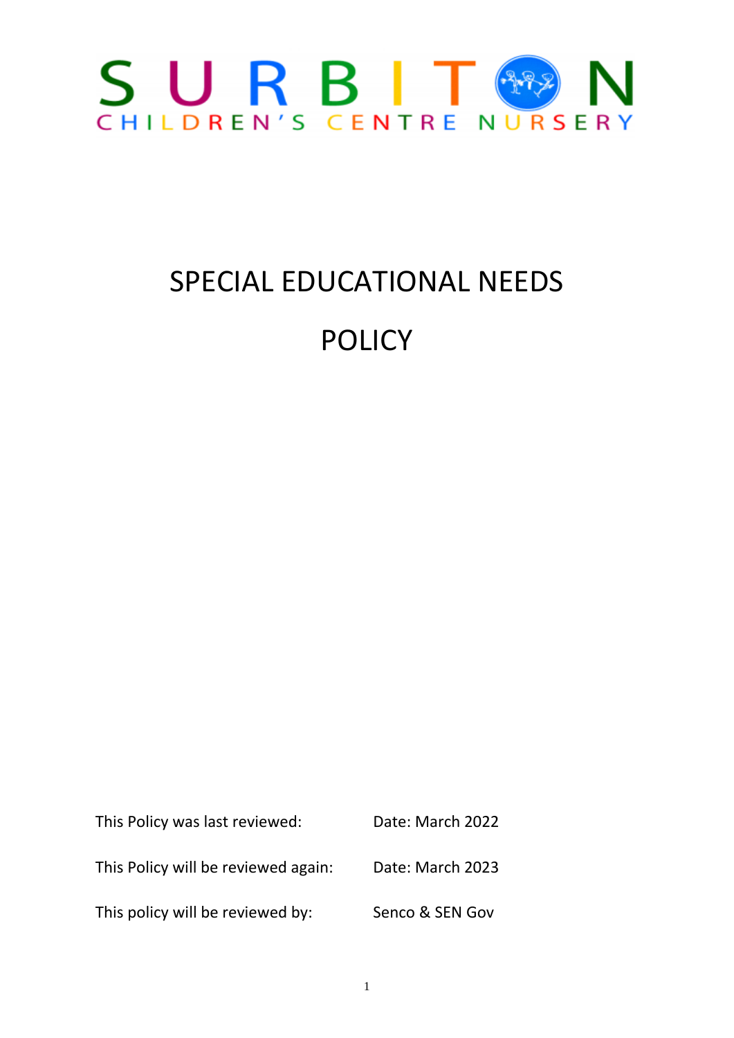SURBITON

CHILDREN'S CENTRE NURSERY

# SPECIAL EDUCATIONAL NEEDS POLICY

| | |
|---|---|
| This Policy was last reviewed: | Date: March 2022 |
| This Policy will be reviewed again: | Date: March 2023 |
| This policy will be reviewed by: | Senco & SEN Gov |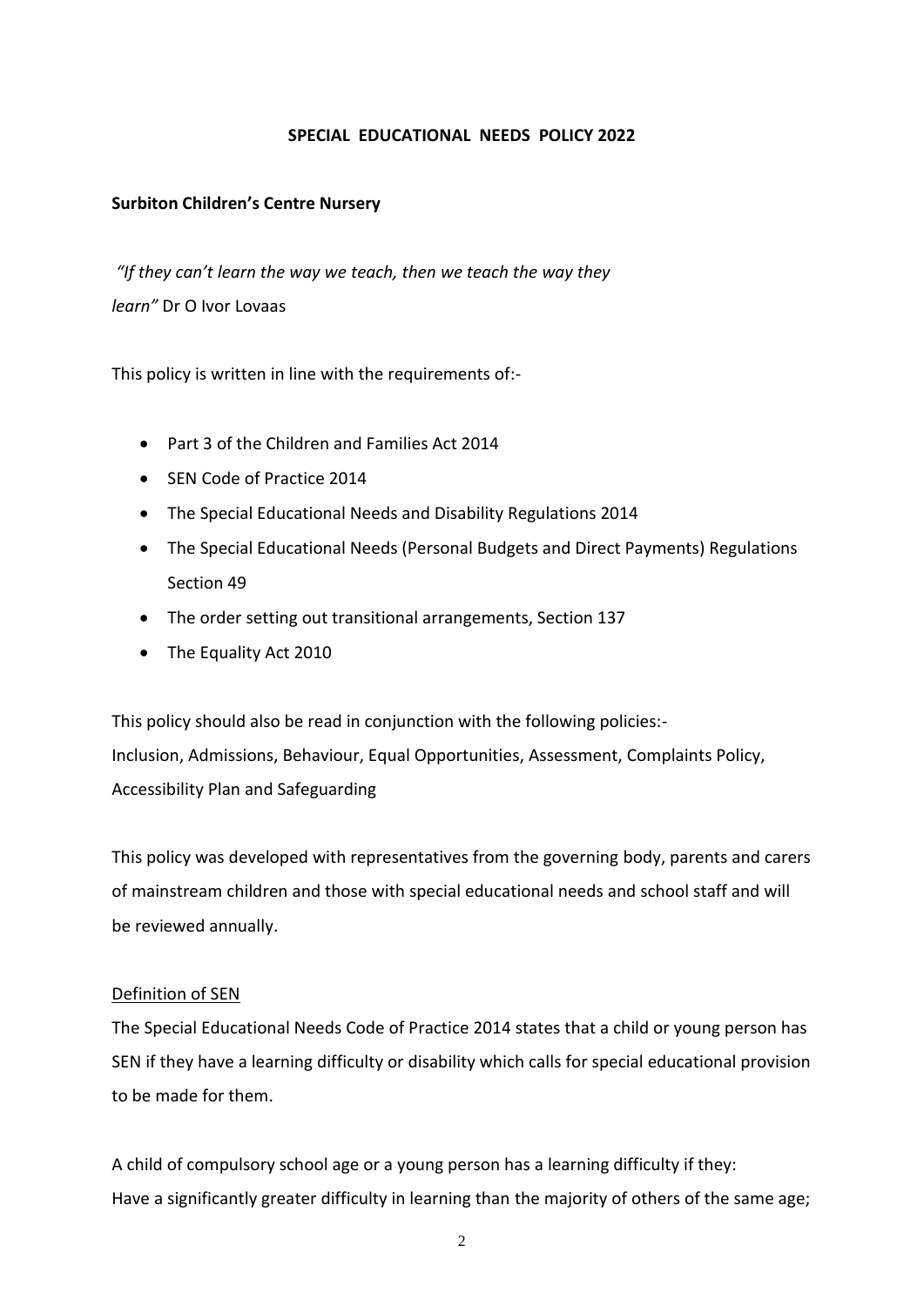**SPECIAL EDUCATIONAL NEEDS POLICY 2022**

**Surbiton Children's Centre Nursery**

*"If they can't learn the way we teach, then we teach the way they learn"* Dr O Ivor Lovaas

This policy is written in line with the requirements of:-

- Part 3 of the Children and Families Act 2014
- SEN Code of Practice 2014
- The Special Educational Needs and Disability Regulations 2014
- The Special Educational Needs (Personal Budgets and Direct Payments) Regulations Section 49
- The order setting out transitional arrangements, Section 137
- The Equality Act 2010

This policy should also be read in conjunction with the following policies:-
Inclusion, Admissions, Behaviour, Equal Opportunities, Assessment, Complaints Policy, Accessibility Plan and Safeguarding

This policy was developed with representatives from the governing body, parents and carers of mainstream children and those with special educational needs and school staff and will be reviewed annually.

<u>Definition of SEN</u>

The Special Educational Needs Code of Practice 2014 states that a child or young person has SEN if they have a learning difficulty or disability which calls for special educational provision to be made for them.

A child of compulsory school age or a young person has a learning difficulty if they:
Have a significantly greater difficulty in learning than the majority of others of the same age;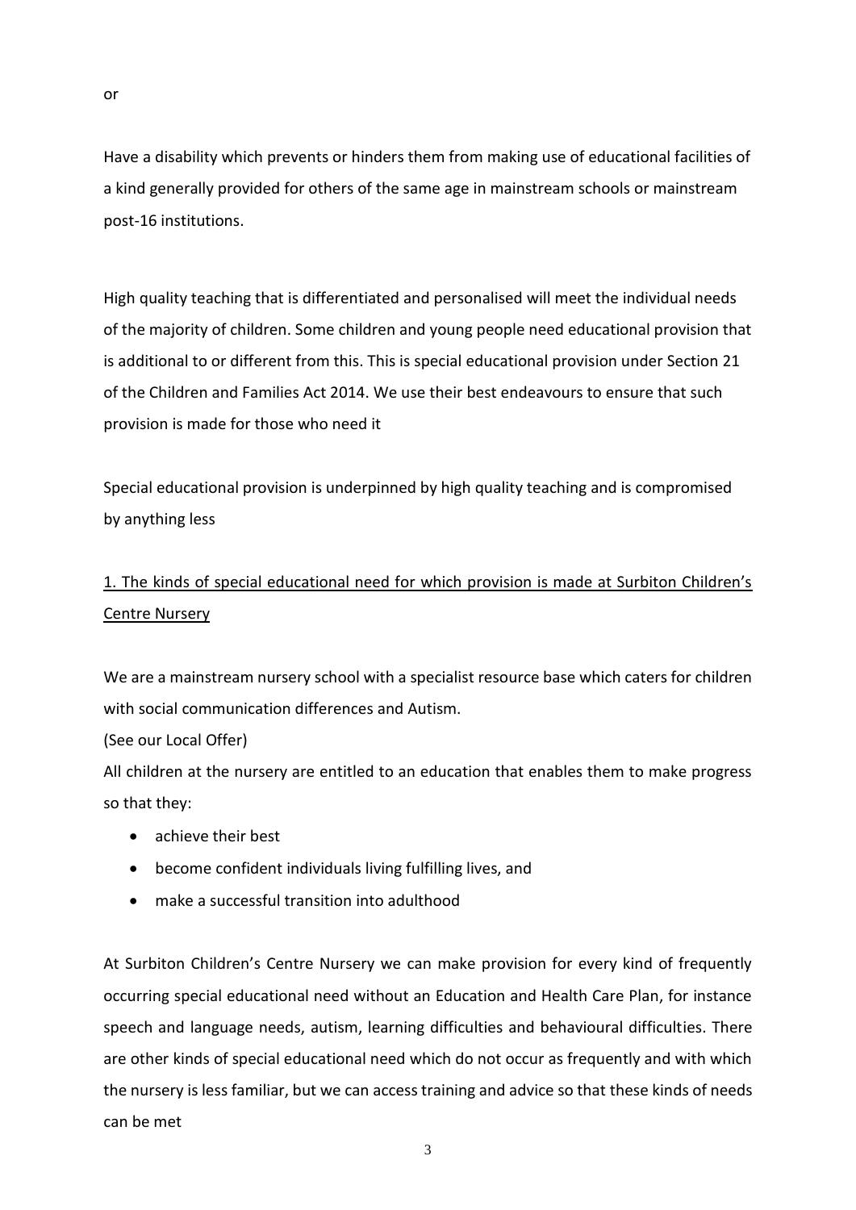or

Have a disability which prevents or hinders them from making use of educational facilities of a kind generally provided for others of the same age in mainstream schools or mainstream post-16 institutions.

High quality teaching that is differentiated and personalised will meet the individual needs of the majority of children. Some children and young people need educational provision that is additional to or different from this. This is special educational provision under Section 21 of the Children and Families Act 2014. We use their best endeavours to ensure that such provision is made for those who need it

Special educational provision is underpinned by high quality teaching and is compromised by anything less

## 1. The kinds of special educational need for which provision is made at Surbiton Children's Centre Nursery

We are a mainstream nursery school with a specialist resource base which caters for children with social communication differences and Autism.

(See our Local Offer)

All children at the nursery are entitled to an education that enables them to make progress so that they:

- achieve their best
- become confident individuals living fulfilling lives, and
- make a successful transition into adulthood

At Surbiton Children's Centre Nursery we can make provision for every kind of frequently occurring special educational need without an Education and Health Care Plan, for instance speech and language needs, autism, learning difficulties and behavioural difficulties. There are other kinds of special educational need which do not occur as frequently and with which the nursery is less familiar, but we can access training and advice so that these kinds of needs can be met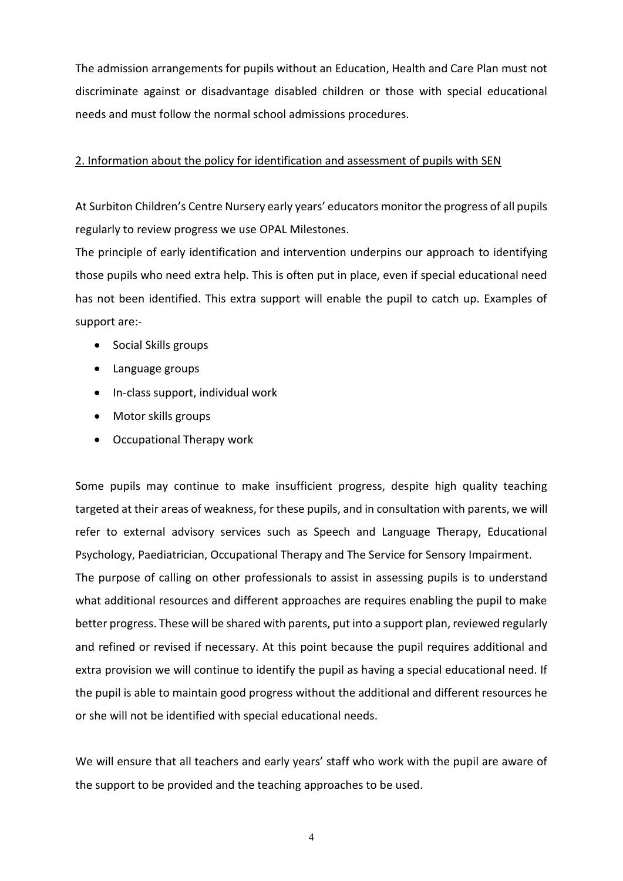The admission arrangements for pupils without an Education, Health and Care Plan must not discriminate against or disadvantage disabled children or those with special educational needs and must follow the normal school admissions procedures.

## 2. Information about the policy for identification and assessment of pupils with SEN

At Surbiton Children's Centre Nursery early years' educators monitor the progress of all pupils regularly to review progress we use OPAL Milestones.

The principle of early identification and intervention underpins our approach to identifying those pupils who need extra help. This is often put in place, even if special educational need has not been identified. This extra support will enable the pupil to catch up. Examples of support are:-

- Social Skills groups
- Language groups
- In-class support, individual work
- Motor skills groups
- Occupational Therapy work

Some pupils may continue to make insufficient progress, despite high quality teaching targeted at their areas of weakness, for these pupils, and in consultation with parents, we will refer to external advisory services such as Speech and Language Therapy, Educational Psychology, Paediatrician, Occupational Therapy and The Service for Sensory Impairment.

The purpose of calling on other professionals to assist in assessing pupils is to understand what additional resources and different approaches are requires enabling the pupil to make better progress. These will be shared with parents, put into a support plan, reviewed regularly and refined or revised if necessary. At this point because the pupil requires additional and extra provision we will continue to identify the pupil as having a special educational need. If the pupil is able to maintain good progress without the additional and different resources he or she will not be identified with special educational needs.

We will ensure that all teachers and early years' staff who work with the pupil are aware of the support to be provided and the teaching approaches to be used.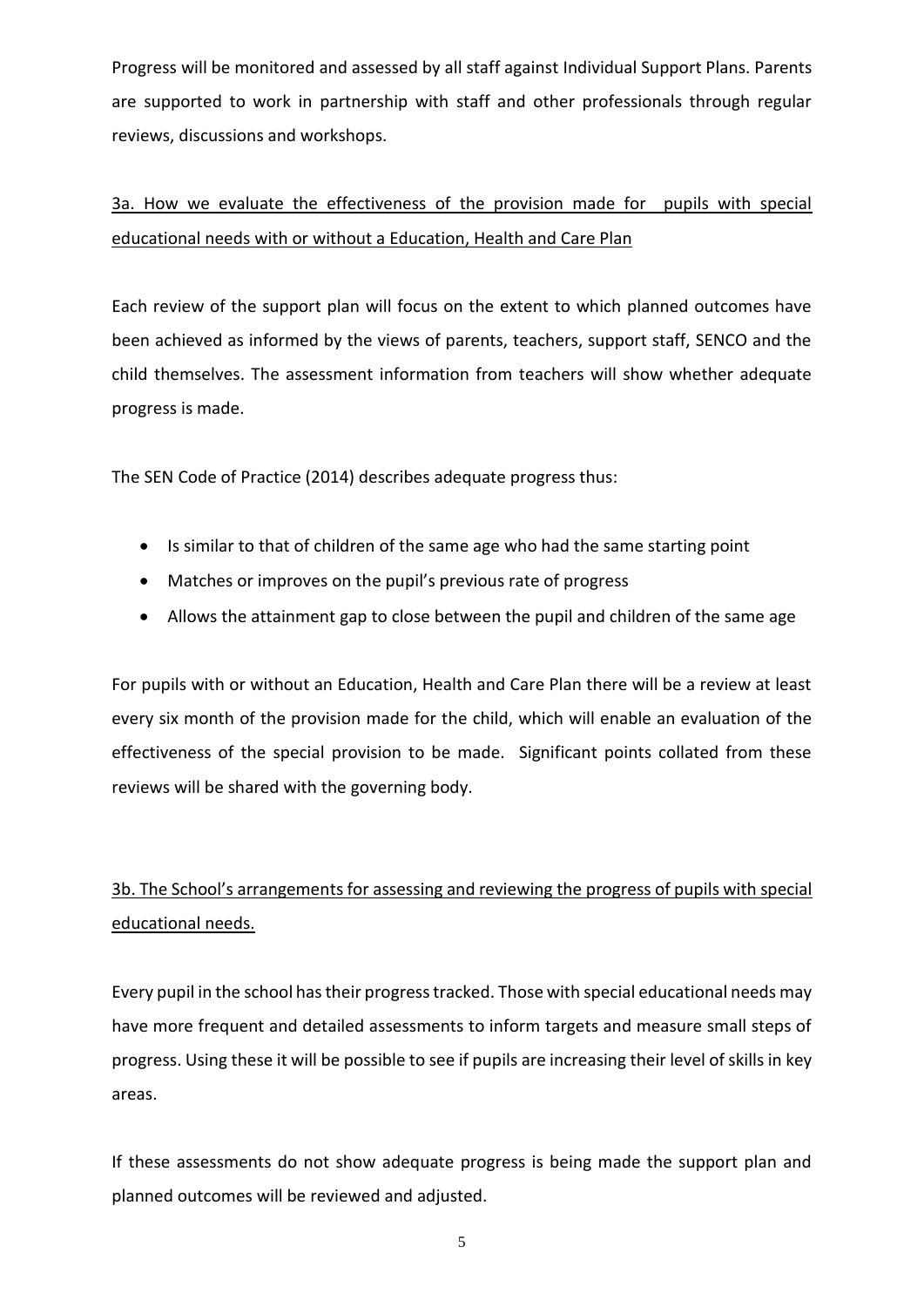Progress will be monitored and assessed by all staff against Individual Support Plans. Parents are supported to work in partnership with staff and other professionals through regular reviews, discussions and workshops.

## 3a. How we evaluate the effectiveness of the provision made for pupils with special educational needs with or without a Education, Health and Care Plan

Each review of the support plan will focus on the extent to which planned outcomes have been achieved as informed by the views of parents, teachers, support staff, SENCO and the child themselves. The assessment information from teachers will show whether adequate progress is made.

The SEN Code of Practice (2014) describes adequate progress thus:

- Is similar to that of children of the same age who had the same starting point
- Matches or improves on the pupil's previous rate of progress
- Allows the attainment gap to close between the pupil and children of the same age

For pupils with or without an Education, Health and Care Plan there will be a review at least every six month of the provision made for the child, which will enable an evaluation of the effectiveness of the special provision to be made. Significant points collated from these reviews will be shared with the governing body.

## 3b. The School's arrangements for assessing and reviewing the progress of pupils with special educational needs.

Every pupil in the school has their progress tracked. Those with special educational needs may have more frequent and detailed assessments to inform targets and measure small steps of progress. Using these it will be possible to see if pupils are increasing their level of skills in key areas.

If these assessments do not show adequate progress is being made the support plan and planned outcomes will be reviewed and adjusted.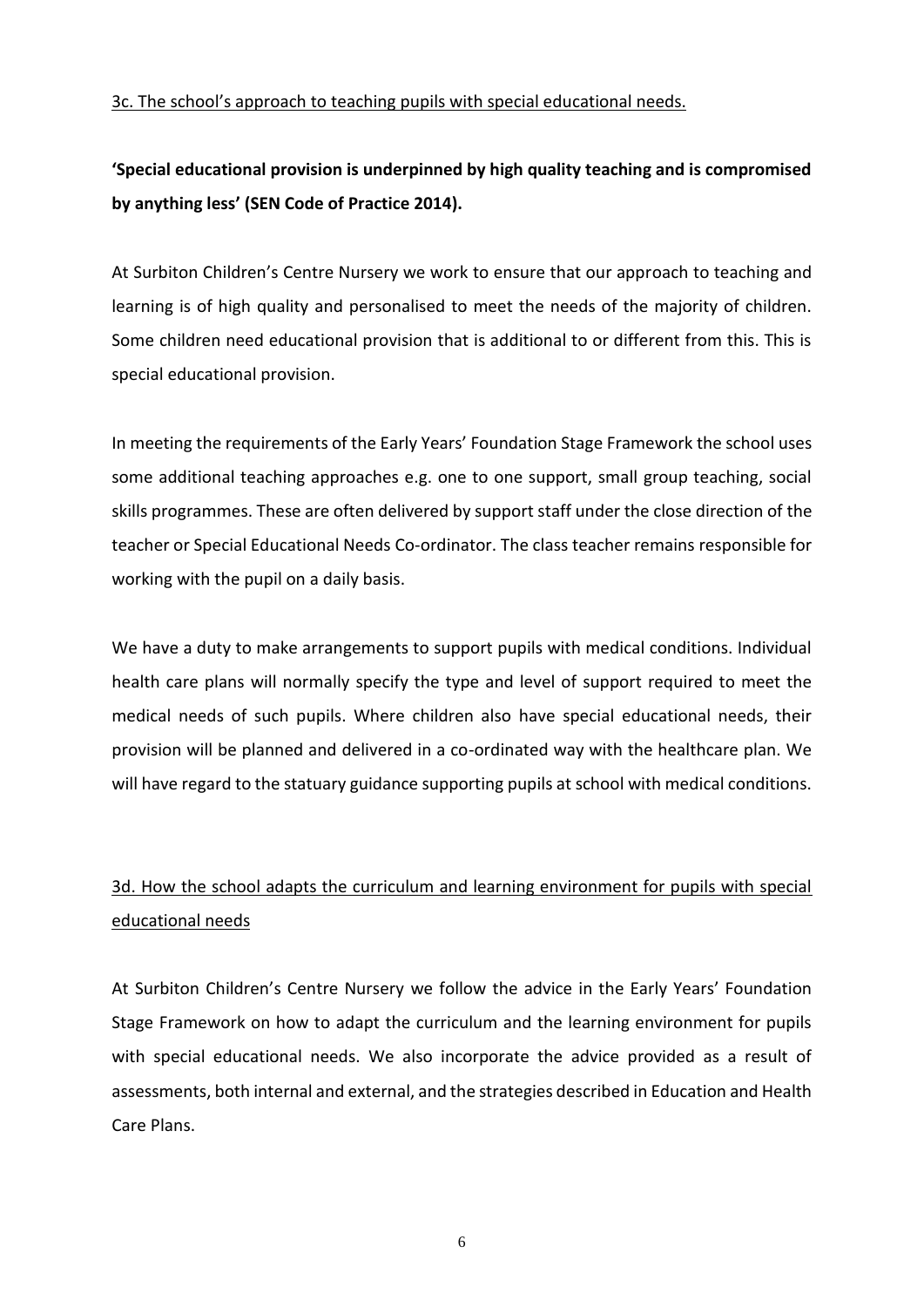3c. The school's approach to teaching pupils with special educational needs.

**'Special educational provision is underpinned by high quality teaching and is compromised by anything less' (SEN Code of Practice 2014).**

At Surbiton Children's Centre Nursery we work to ensure that our approach to teaching and learning is of high quality and personalised to meet the needs of the majority of children. Some children need educational provision that is additional to or different from this. This is special educational provision.

In meeting the requirements of the Early Years' Foundation Stage Framework the school uses some additional teaching approaches e.g. one to one support, small group teaching, social skills programmes. These are often delivered by support staff under the close direction of the teacher or Special Educational Needs Co-ordinator. The class teacher remains responsible for working with the pupil on a daily basis.

We have a duty to make arrangements to support pupils with medical conditions. Individual health care plans will normally specify the type and level of support required to meet the medical needs of such pupils. Where children also have special educational needs, their provision will be planned and delivered in a co-ordinated way with the healthcare plan. We will have regard to the statuary guidance supporting pupils at school with medical conditions.

3d. How the school adapts the curriculum and learning environment for pupils with special educational needs

At Surbiton Children's Centre Nursery we follow the advice in the Early Years' Foundation Stage Framework on how to adapt the curriculum and the learning environment for pupils with special educational needs. We also incorporate the advice provided as a result of assessments, both internal and external, and the strategies described in Education and Health Care Plans.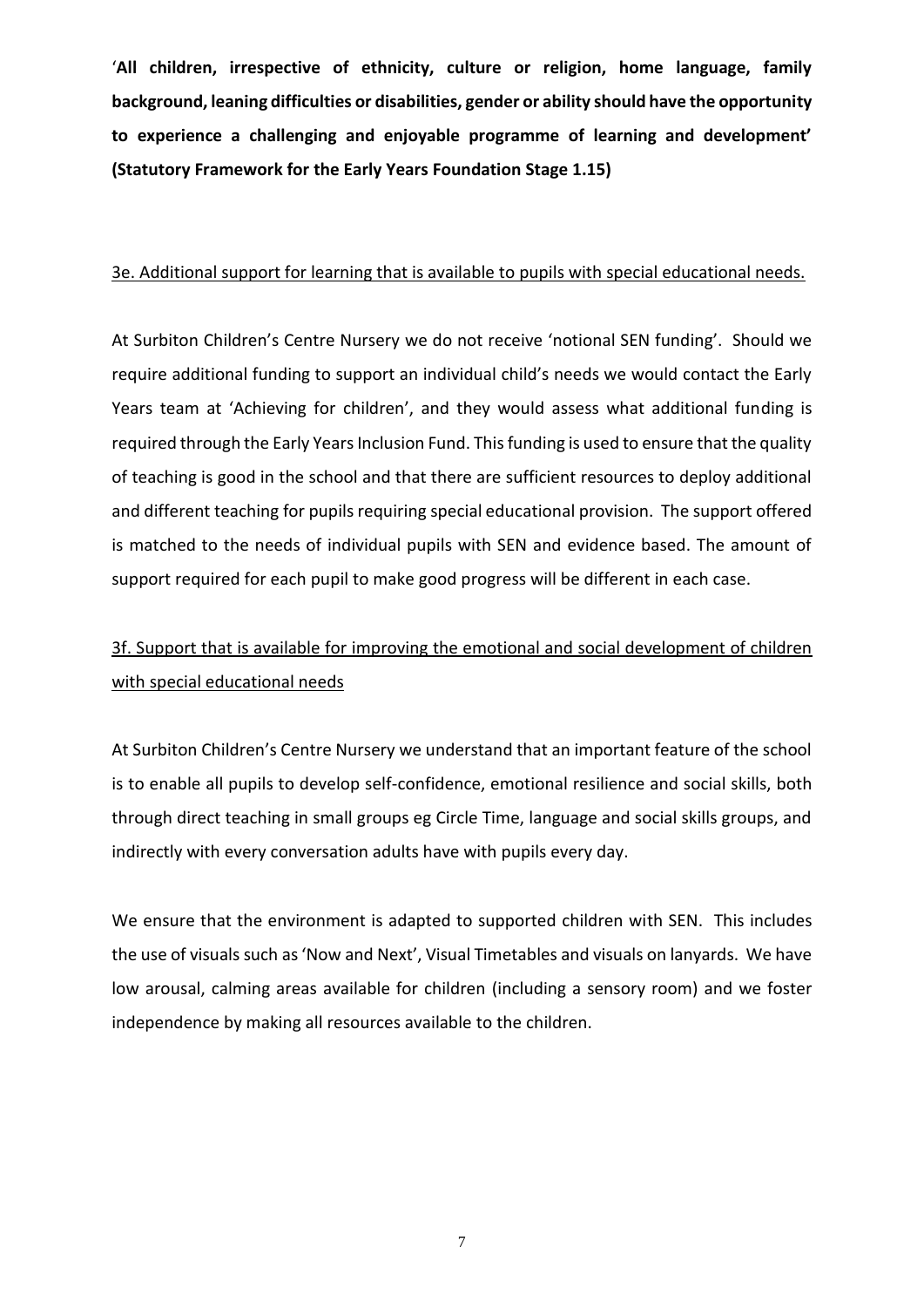**'All children, irrespective of ethnicity, culture or religion, home language, family background, leaning difficulties or disabilities, gender or ability should have the opportunity to experience a challenging and enjoyable programme of learning and development' (Statutory Framework for the Early Years Foundation Stage 1.15)**

<u>3e. Additional support for learning that is available to pupils with special educational needs.</u>

At Surbiton Children's Centre Nursery we do not receive 'notional SEN funding'. Should we require additional funding to support an individual child's needs we would contact the Early Years team at 'Achieving for children', and they would assess what additional funding is required through the Early Years Inclusion Fund. This funding is used to ensure that the quality of teaching is good in the school and that there are sufficient resources to deploy additional and different teaching for pupils requiring special educational provision. The support offered is matched to the needs of individual pupils with SEN and evidence based. The amount of support required for each pupil to make good progress will be different in each case.

<u>3f. Support that is available for improving the emotional and social development of children with special educational needs</u>

At Surbiton Children's Centre Nursery we understand that an important feature of the school is to enable all pupils to develop self-confidence, emotional resilience and social skills, both through direct teaching in small groups eg Circle Time, language and social skills groups, and indirectly with every conversation adults have with pupils every day.

We ensure that the environment is adapted to supported children with SEN. This includes the use of visuals such as 'Now and Next', Visual Timetables and visuals on lanyards. We have low arousal, calming areas available for children (including a sensory room) and we foster independence by making all resources available to the children.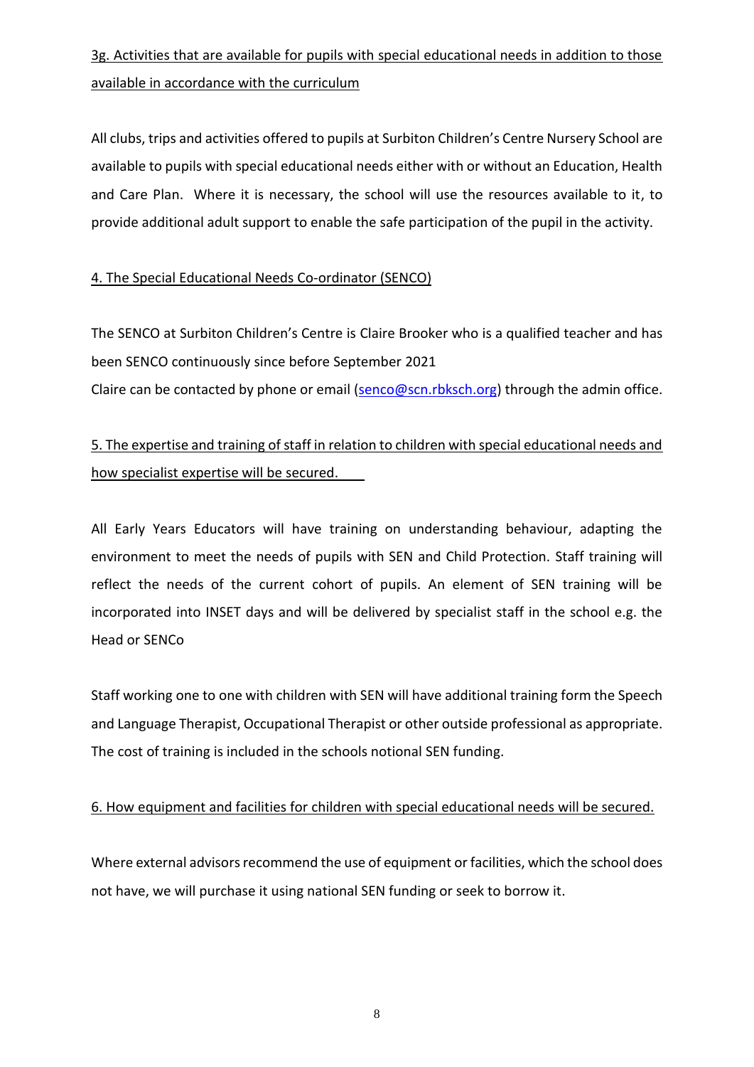3g. Activities that are available for pupils with special educational needs in addition to those available in accordance with the curriculum

All clubs, trips and activities offered to pupils at Surbiton Children's Centre Nursery School are available to pupils with special educational needs either with or without an Education, Health and Care Plan. Where it is necessary, the school will use the resources available to it, to provide additional adult support to enable the safe participation of the pupil in the activity.

4. The Special Educational Needs Co-ordinator (SENCO)

The SENCO at Surbiton Children's Centre is Claire Brooker who is a qualified teacher and has been SENCO continuously since before September 2021
Claire can be contacted by phone or email (senco@scn.rbksch.org) through the admin office.

5. The expertise and training of staff in relation to children with special educational needs and how specialist expertise will be secured.

All Early Years Educators will have training on understanding behaviour, adapting the environment to meet the needs of pupils with SEN and Child Protection. Staff training will reflect the needs of the current cohort of pupils. An element of SEN training will be incorporated into INSET days and will be delivered by specialist staff in the school e.g. the Head or SENCo

Staff working one to one with children with SEN will have additional training form the Speech and Language Therapist, Occupational Therapist or other outside professional as appropriate. The cost of training is included in the schools notional SEN funding.

6. How equipment and facilities for children with special educational needs will be secured.

Where external advisors recommend the use of equipment or facilities, which the school does not have, we will purchase it using national SEN funding or seek to borrow it.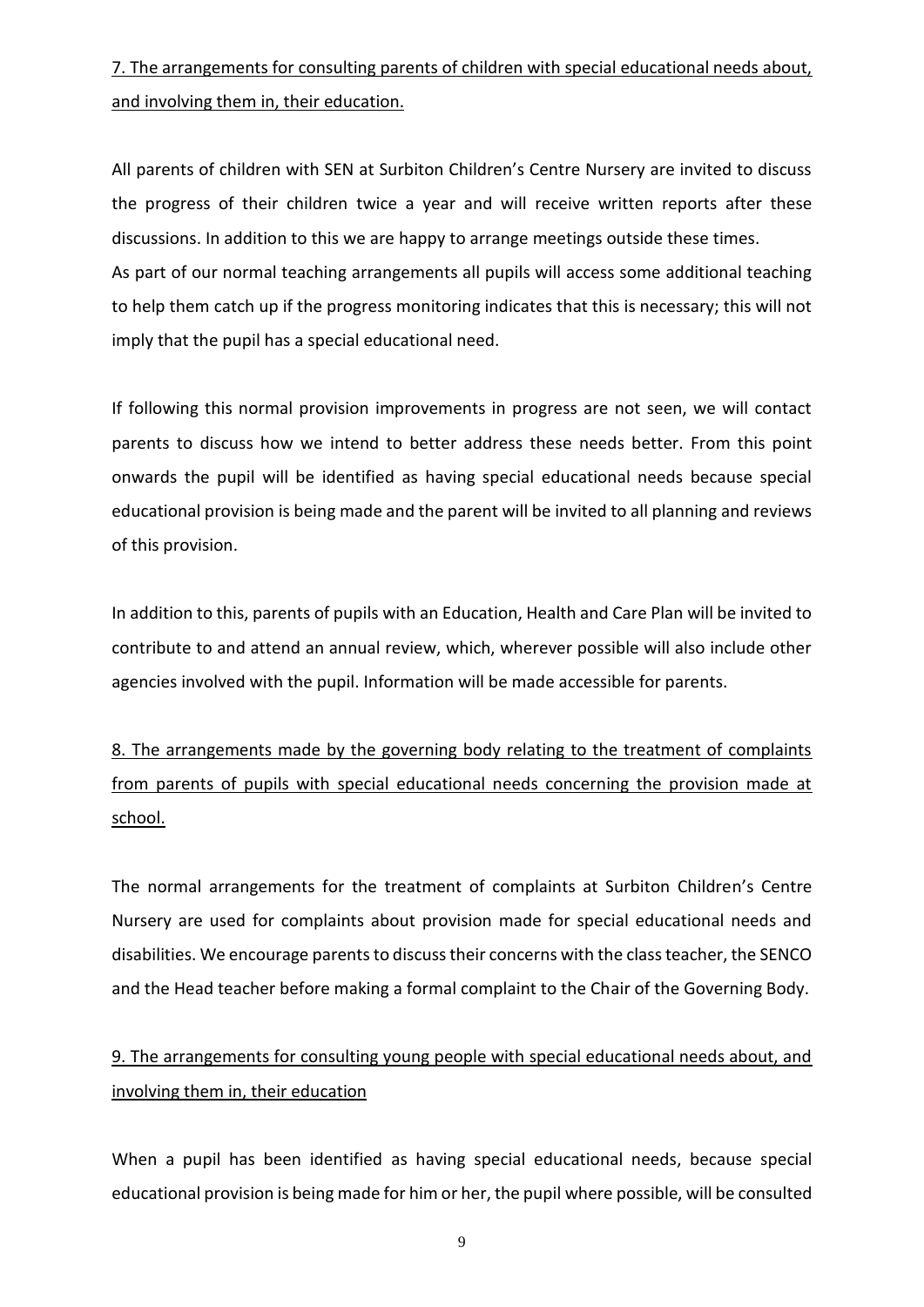7. The arrangements for consulting parents of children with special educational needs about, and involving them in, their education.

All parents of children with SEN at Surbiton Children's Centre Nursery are invited to discuss the progress of their children twice a year and will receive written reports after these discussions. In addition to this we are happy to arrange meetings outside these times.
As part of our normal teaching arrangements all pupils will access some additional teaching to help them catch up if the progress monitoring indicates that this is necessary; this will not imply that the pupil has a special educational need.

If following this normal provision improvements in progress are not seen, we will contact parents to discuss how we intend to better address these needs better. From this point onwards the pupil will be identified as having special educational needs because special educational provision is being made and the parent will be invited to all planning and reviews of this provision.

In addition to this, parents of pupils with an Education, Health and Care Plan will be invited to contribute to and attend an annual review, which, wherever possible will also include other agencies involved with the pupil. Information will be made accessible for parents.

8. The arrangements made by the governing body relating to the treatment of complaints from parents of pupils with special educational needs concerning the provision made at school.

The normal arrangements for the treatment of complaints at Surbiton Children's Centre Nursery are used for complaints about provision made for special educational needs and disabilities. We encourage parents to discuss their concerns with the class teacher, the SENCO and the Head teacher before making a formal complaint to the Chair of the Governing Body.

9. The arrangements for consulting young people with special educational needs about, and involving them in, their education

When a pupil has been identified as having special educational needs, because special educational provision is being made for him or her, the pupil where possible, will be consulted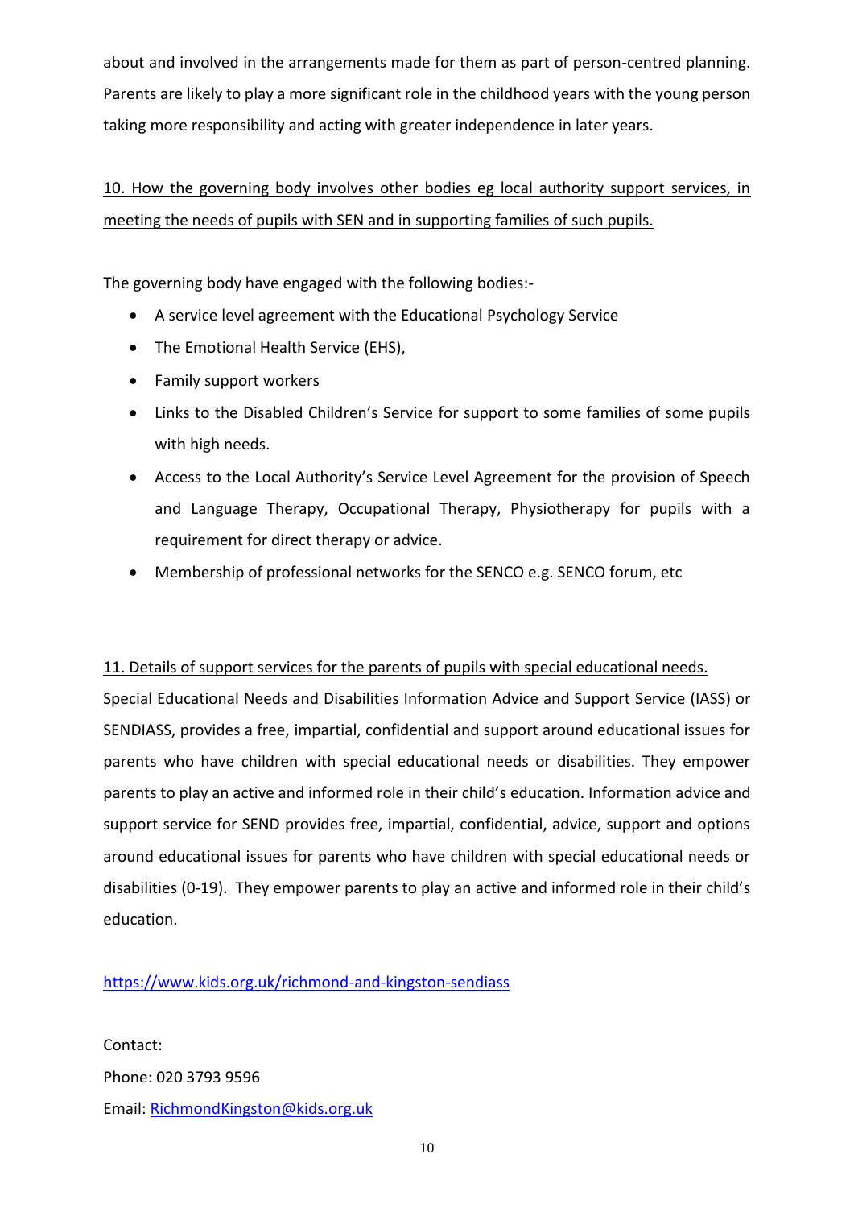about and involved in the arrangements made for them as part of person-centred planning. Parents are likely to play a more significant role in the childhood years with the young person taking more responsibility and acting with greater independence in later years.

10. How the governing body involves other bodies eg local authority support services, in meeting the needs of pupils with SEN and in supporting families of such pupils.

The governing body have engaged with the following bodies:-

- A service level agreement with the Educational Psychology Service
- The Emotional Health Service (EHS),
- Family support workers
- Links to the Disabled Children's Service for support to some families of some pupils with high needs.
- Access to the Local Authority's Service Level Agreement for the provision of Speech and Language Therapy, Occupational Therapy, Physiotherapy for pupils with a requirement for direct therapy or advice.
- Membership of professional networks for the SENCO e.g. SENCO forum, etc

11. Details of support services for the parents of pupils with special educational needs.

Special Educational Needs and Disabilities Information Advice and Support Service (IASS) or SENDIASS, provides a free, impartial, confidential and support around educational issues for parents who have children with special educational needs or disabilities. They empower parents to play an active and informed role in their child's education. Information advice and support service for SEND provides free, impartial, confidential, advice, support and options around educational issues for parents who have children with special educational needs or disabilities (0-19). They empower parents to play an active and informed role in their child's education.

https://www.kids.org.uk/richmond-and-kingston-sendiass

Contact:
Phone: 020 3793 9596
Email: RichmondKingston@kids.org.uk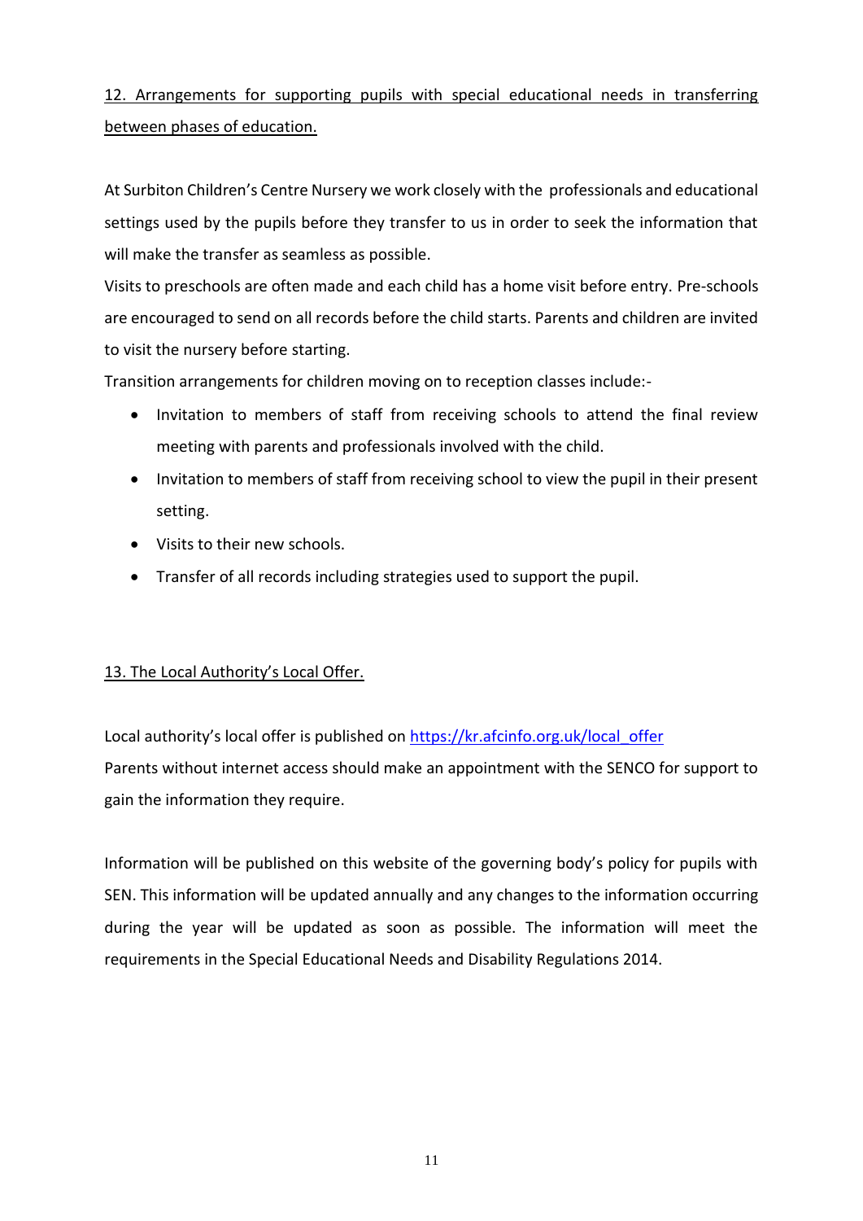## 12. Arrangements for supporting pupils with special educational needs in transferring between phases of education.

At Surbiton Children's Centre Nursery we work closely with the professionals and educational settings used by the pupils before they transfer to us in order to seek the information that will make the transfer as seamless as possible.

Visits to preschools are often made and each child has a home visit before entry. Pre-schools are encouraged to send on all records before the child starts. Parents and children are invited to visit the nursery before starting.

Transition arrangements for children moving on to reception classes include:-

- Invitation to members of staff from receiving schools to attend the final review meeting with parents and professionals involved with the child.
- Invitation to members of staff from receiving school to view the pupil in their present setting.
- Visits to their new schools.
- Transfer of all records including strategies used to support the pupil.

## 13. The Local Authority's Local Offer.

Local authority's local offer is published on https://kr.afcinfo.org.uk/local_offer
Parents without internet access should make an appointment with the SENCO for support to gain the information they require.

Information will be published on this website of the governing body's policy for pupils with SEN. This information will be updated annually and any changes to the information occurring during the year will be updated as soon as possible. The information will meet the requirements in the Special Educational Needs and Disability Regulations 2014.